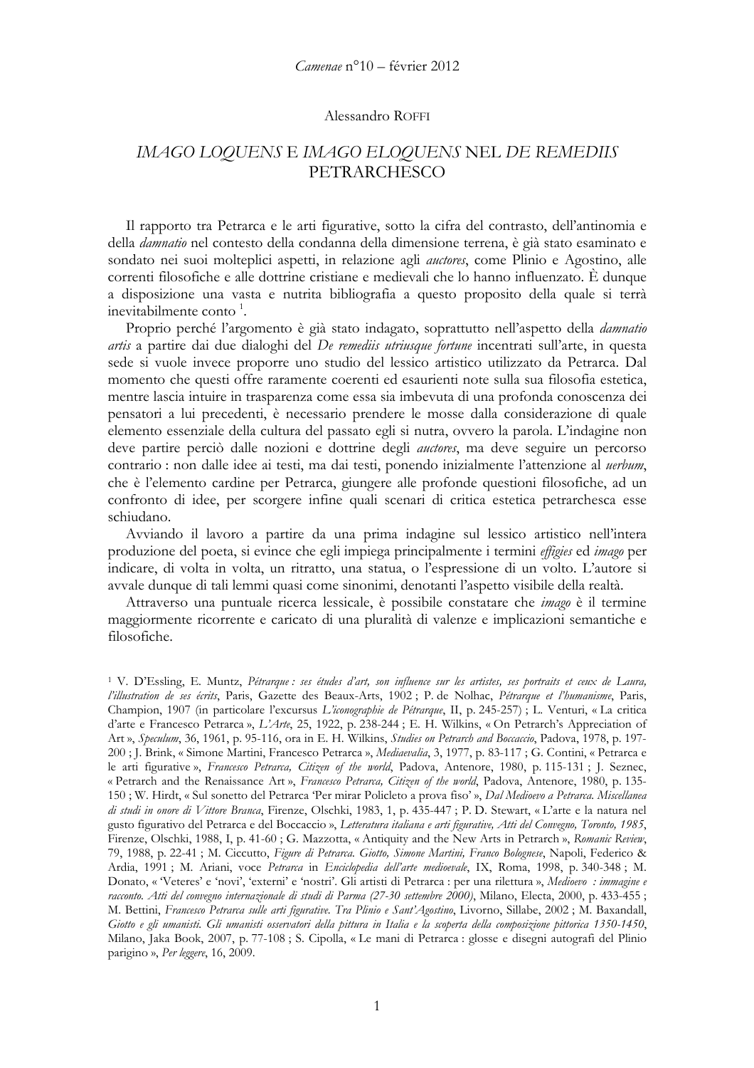Camenae n°10 – février 2012

Alessandro ROFFI

# *IMAGO LOQUENS* E *IMAGO ELOQUENS* NEL *DE REMEDIIS* PETRARCHESCO

Il rapporto tra Petrarca e le arti figurative, sotto la cifra del contrasto, dell'antinomia e della *damnatio* nel contesto della condanna della dimensione terrena, è già stato esaminato e sondato nei suoi molteplici aspetti, in relazione agli *auctores*, come Plinio e Agostino, alle correnti filosofiche e alle dottrine cristiane e medievali che lo hanno influenzato. È dunque a disposizione una vasta e nutrita bibliografia a questo proposito della quale si terrà inevitabilmente conto [1].

Proprio perché l'argomento è già stato indagato, soprattutto nell'aspetto della *damnatio artis* a partire dai due dialoghi del *De remediis utriusque fortune* incentrati sull'arte, in questa sede si vuole invece proporre uno studio del lessico artistico utilizzato da Petarca. Dal momento che questi offre raramente coerenti ed esaurienti note sulla sua filosofia estetica, mentre lascia intuire in trasparenza come essa sia imbevuta di una profonda conoscenza dei pensatori a lui precedenti, è necessario prendere le mosse dalla considerazione di quale elemento essenziale della cultura del passato egli si nutra, ovvero la parola. L'indagine non deve partire perciò dalle nozioni e dottrine degli *auctores*, ma deve seguire un percorso contrario : non dalle idee ai testi, ma dai testi, ponendo inizialmente l'attenzione al *uerbum*, che è l'elemento cardine per Petrarca, giungere alle profonde questioni filosofiche, ad un confronto di idee, per scorgere infine quali scenari di critica estetica petrarchesca esse schiudano.

Avviando il lavoro a partire da una prima indagine sul lessico artistico nell'intera produzione del poeta, si evince che egli impiega principalmente i termini *effigies* ed *imago* per indicare, di volta in volta, un ritratto, una statua, o l'espressione di un volto. L'autore si avvale dunque di tali lemmi quasi come sinonimi, denotanti l'aspetto visibile della realtà.

Attraverso una puntuale ricerca lessicale, è possibile constatare che *imago* è il termine maggiormente ricorrente e caricato di una pluralità di valenze e implicazioni semantiche e filosofiche.

---

[1] V. D'Essling, E. Muntz, *Pétrarque : ses études d'art, son influence sur les artistes, ses portraits et ceux de Laura, l'illustration de ses écrits*, Paris, Gazette des Beaux-Arts, 1902 ; P. de Nolhac, *Pétrarque et l'humanisme*, Paris, Champion, 1907 (in particolare l'excursus *L'iconographie de Pétrarque*, II, p. 245-257) ; L. Venturi, « La critica d'arte e Francesco Petrarca », *L'Arte*, 25, 1922, p. 238-244 ; E. H. Wilkins, « On Petrarch's Appreciation of Art », *Speculum*, 36, 1961, p. 95-116, ora in E. H. Wilkins, *Studies on Petrarch and Boccaccio*, Padova, 1978, p. 197-200 ; J. Brink, « Simone Martini, Francesco Petrarca », *Mediaevalia*, 3, 1977, p. 83-117 ; G. Contini, « Petrarca e le arti figurative », *Francesco Petrarca, Citizen of the world*, Padova, Antenore, 1980, p. 115-131 ; J. Seznec, « Petrarch and the Renaissance Art », *Francesco Petrarca, Citizen of the world*, Padova, Antenore, 1980, p. 135-150 ; W. Hirdt, « Sul sonetto del Petrarca 'Per mirar Policleto a prova fiso' », *Dal Medioevo a Petrarca. Miscellanea di studi in onore di Vittore Branca*, Firenze, Olschki, 1983, 1, p. 435-447 ; P. D. Stewart, « L'arte e la natura nel gusto figurativo del Petrarca e del Boccaccio », *Letteratura italiana e arti figurative, Atti del Convegno, Toronto, 1985*, Firenze, Olschki, 1988, I, p. 41-60 ; G. Mazzotta, « Antiquity and the New Arts in Petrarch », *Romanic Review*, 79, 1988, p. 22-41 ; M. Ciccutto, *Figure di Petrarca. Giotto, Simone Martini, Franco Bolognese*, Napoli, Federico & Ardia, 1991 ; M. Ariani, voce *Petrarca* in *Enciclopedia dell'arte medioevale*, IX, Roma, 1998, p. 340-348 ; M. Donato, « 'Veteres' e 'novi', 'externi' e 'nostri'. Gli artisti di Petrarca : per una rilettura », *Medioevo : immagine e racconto. Atti del convegno internazionale di studi di Parma (27-30 settembre 2000)*, Milano, Electa, 2000, p. 433-455 ; M. Bettini, *Francesco Petrarca sulle arti figurative. Tra Plinio e Sant'Agostino*, Livorno, Sillabe, 2002 ; M. Baxandall, *Giotto e gli umanisti. Gli umanisti osservatori della pittura in Italia e la scoperta della composizione pittorica 1350-1450*, Milano, Jaka Book, 2007, p. 77-108 ; S. Cipolla, « Le mani di Petrarca : glosse e disegni autografi del Plinio parigino », *Per leggere*, 16, 2009.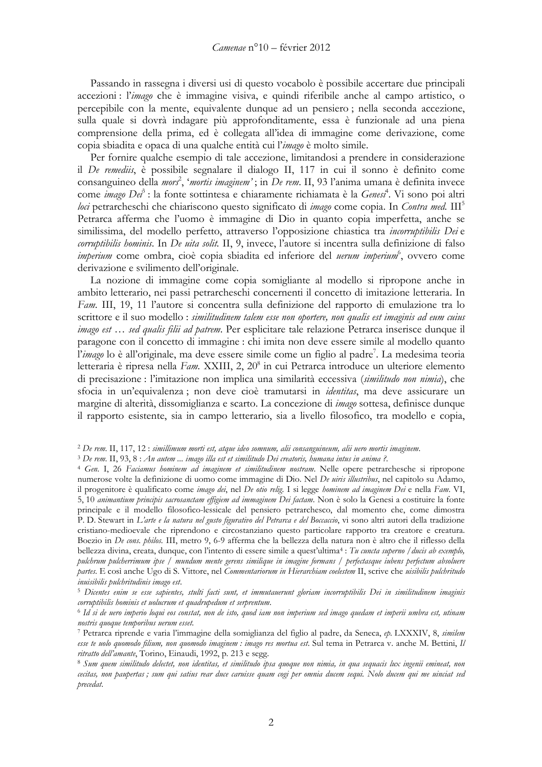Passando in rassegna i diversi usi di questo vocabolo è possibile accertare due principali accezioni : l'*imago* che è immagine visiva, e quindi riferibile anche al campo artistico, o percepibile con la mente, equivalente dunque ad un pensiero ; nella seconda accezione, sulla quale si dovrà indagare più approfonditamente, essa è funzionale ad una piena comprensione della prima, ed è collegata all'idea di immagine come derivazione, come copia sbiadita e opaca di una qualche entità cui l'*imago* è molto simile.

Per fornire qualche esempio di tale accezione, limitandosi a prendere in considerazione il *De remediis*, è possibile segnalare il dialogo II, 117 in cui il sonno è definito come consanguineo della *mors*[2], '*mortis imaginem*' ; in *De rem*. II, 93 l'anima umana è definita invece come *imago Dei*[3] : la fonte sottintesa e chiaramente richiamata è la *Genesi*[4]. Vi sono poi altri *loci* petrarcheschi che chiariscono questo significato di *imago* come copia. In *Contra med.* III[5] Petrarca afferma che l'uomo è immagine di Dio in quanto copia imperfetta, anche se similissima, del modello perfetto, attraverso l'opposizione chiastica tra *incorruptibilis Dei* e *corruptibilis hominis*. In *De uita solit.* II, 9, invece, l'autore si incentra sulla definizione di falso *imperium* come ombra, cioè copia sbiadita ed inferiore del *uerum imperium*[6], ovvero come derivazione e svilimento dell'originale.

La nozione di immagine come copia somigliante al modello si ripropone anche in ambito letterario, nei passi petrarcheschi concernenti il concetto di imitazione letteraria. In *Fam.* III, 19, 11 l'autore si concentra sulla definizione del rapporto di emulazione tra lo scrittore e il suo modello : *similitudinem talem esse non oportere, non qualis est imaginis ad eum cuius imago est … sed qualis filii ad patrem*. Per esplicitare tale relazione Petrarca inserisce dunque il paragone con il concetto di immagine : chi imita non deve essere simile al modello quanto l'*imago* lo è all'originale, ma deve essere simile come un figlio al padre[7]. La medesima teoria letteraria è ripresa nella *Fam.* XXIII, 2, 20[8] in cui Petrarca introduce un ulteriore elemento di precisazione : l'imitazione non implica una similarità eccessiva (*similitudo non nimia*), che sfocia in un'equivalenza ; non deve cioè tramutarsi in *identitas*, ma deve assicurare un margine di alterità, dissomiglianza e scarto. La concezione di *imago* sottesa, definisce dunque il rapporto esistente, sia in campo letterario, sia a livello filosofico, tra modello e copia,

---

[2] *De rem.* II, 117, 12 : *simillimum morti est, atque ideo somnum, alii consanguineum, alii uero mortis imaginem*.

[3] *De rem.* II, 93, 8 : *An autem ... imago illa est et similitudo Dei creatoris, humana intus in anima ?*.

[4] *Gen.* I, 26 *Faciamus hominem ad imaginem et similitudinem nostram*. Nelle opere petrarchesche si ripropone numerose volte la definizione di uomo come immagine di Dio. Nel *De uiris illustribus*, nel capitolo su Adamo, il progenitore è qualificato come *imago dei*, nel *De otio relig.* I si legge *hominem ad imaginem Dei* e nella *Fam.* VI, 5, 10 *animantium principis sacrosanctam effigiem ad imaginem Dei factam*. Non è solo la Genesi a costituire la fonte principale e il modello filosofico-lessicale del pensiero petrarchesco, dal momento che, come dimostra P. D. Stewart in *L'arte e la natura nel gusto figurativo del Petrarca e del Boccaccio*, vi sono altri autori della tradizione cristiano-medioevale che riprendono e circostanziano questo particolare rapporto tra creatore e creatura. Boezio in *De cons. philos.* III, metro 9, 6-9 afferma che la bellezza della natura non è altro che il riflesso della bellezza divina, creata, dunque, con l'intento di essere simile a quest'ultima[4] : *Tu cuncta superno / ducis ab exemplo, pulchrum pulcherrimum ipse / mundum mente gerens similique in imagine formans / perfectasque iubens perfectum absoluere partes*. E così anche Ugo di S. Vittore, nel *Commentariorum in Hierarchiam coelestem* II, scrive che *uisibilis pulchritudo inuisibilis pulchritudinis imago est*.

[5] *Dicentes enim se esse sapientes, stulti facti sunt, et immutauerunt gloriam incorruptibilis Dei in similitudinem imaginis corruptibilis hominis et uolucrum et quadrupedum et serpentum*.

[6] *Id si de uero imperio loqui eos constat, non de isto, quod iam non imperium sed imago quedam et imperii umbra est, utinam nostris quoque temporibus uerum esset*.

[7] Petrarca riprende e varia l'immagine della somiglianza del figlio al padre, da Seneca, *ep.* LXXXIV, 8, *similem esse te uolo quomodo filium, non quomodo imaginem : imago res mortua est*. Sul tema in Petrarca v. anche M. Bettini, *Il ritratto dell'amante*, Torino, Einaudi, 1992, p. 213 e segg.

[8] *Sum quem similitudo delectet, non identitas, et similitudo ipsa quoque non nimia, in qua sequacis lux ingenii emineat, non cecitas, non paupertas ; sum qui satius rear duce caruisse quam cogi per omnia ducem sequi. Nolo ducem qui me uinciat sed precedat*.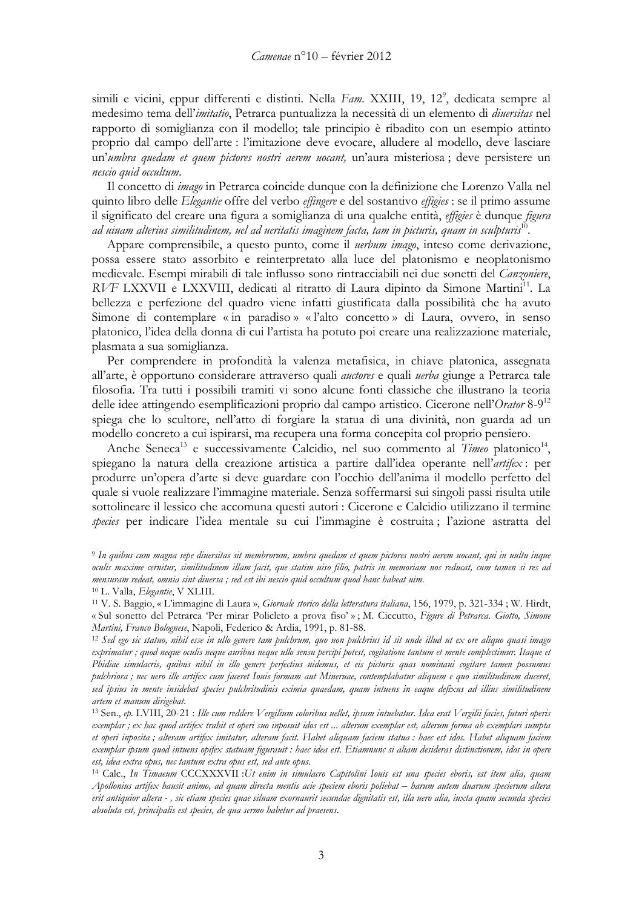simili e vicini, eppur differenti e distinti. Nella *Fam.* XXIII, 19, 12[9], dedicata sempre al medesimo tema dell'*imitatio*, Petrarca puntualizza la necessità di un elemento di *diuersitas* nel rapporto di somiglianza con il modello; tale principio è ribadito con un esempio attinto proprio dal campo dell'arte : l'imitazione deve evocare, alludere al modello, deve lasciare un'*umbra quedam et quem pictores nostri aerem uocant,* un'aura misteriosa ; deve persistere un *nescio quid occultum*.

Il concetto di *imago* in Petrarca coincide dunque con la definizione che Lorenzo Valla nel quinto libro delle *Elegantie* offre del verbo *effingere* e del sostantivo *effigies* : se il primo assume il significato del creare una figura a somiglianza di una qualche entità, *effigies* è dunque *figura ad uiuam alterius similitudinem, uel ad ueritatis imaginem facta, tam in picturis, quam in sculpturis*[10].

Appare comprensibile, a questo punto, come il *uerbum imago*, inteso come derivazione, possa essere stato assorbito e reinterpretato alla luce del platonismo e neoplatonismo medievale. Esempi mirabili di tale influsso sono rintracciabili nei due sonetti del *Canzoniere*, *RVF* LXXVII e LXXVIII, dedicati al ritratto di Laura dipinto da Simone Martini[11]. La bellezza e perfezione del quadro viene infatti giustificata dalla possibilità che ha avuto Simone di contemplare « in paradiso » « l'alto concetto » di Laura, ovvero, in senso platonico, l'idea della donna di cui l'artista ha potuto poi creare una realizzazione materiale, plasmata a sua somiglianza.

Per comprendere in profondità la valenza metafisica, in chiave platonica, assegnata all'arte, è opportuno considerare attraverso quali *auctores* e quali *uerba* giunge a Petrarca tale filosofia. Tra tutti i possibili tramiti vi sono alcune fonti classiche che illustrano la teoria delle idee attingendo esemplificazioni proprio dal campo artistico. Cicerone nell'*Orator* 8-9[12] spiega che lo scultore, nell'atto di forgiare la statua di una divinità, non guarda ad un modello concreto a cui ispirarsi, ma recupera una forma concepita col proprio pensiero.

Anche Seneca[13] e successivamente Calcidio, nel suo commento al *Timeo* platonico[14], spiegano la natura della creazione artistica a partire dall'idea operante nell'*artifex* : per produrre un'opera d'arte si deve guardare con l'occhio dell'anima il modello perfetto del quale si vuole realizzare l'immagine materiale. Senza soffermarsi sui singoli passi risulta utile sottolineare il lessico che accomuna questi autori : Cicerone e Calcidio utilizzano il termine *species* per indicare l'idea mentale su cui l'immagine è costruita ; l'azione astratta del

---

[9] *In quibus cum magna sepe diuersitas sit membrorum, umbra quedam et quem pictores nostri aerem uocant, qui in uultu inque oculis maxime cernitur, similitudinem illam facit, que statim uiso filio, patris in memoriam nos reducat, cum tamen si res ad mensuram redeat, omnia sint diuersa ; sed est ibi nescio quid occultum quod hanc habeat uim.*

[10] L. Valla, *Elegantie*, V XLIII.

[11] V. S. Baggio, « L'immagine di Laura », *Giornale storico della letteratura italiana*, 156, 1979, p. 321-334 ; W. Hirdt, « Sul sonetto del Petrarca 'Per mirar Policleto a prova fiso' » ; M. Ciccutto, *Figure di Petrarca. Giotto, Simone Martini, Franco Bolognese*, Napoli, Federico & Ardia, 1991, p. 81-88.

[12] *Sed ego sic statuo, nihil esse in ullo genere tam pulchrum, quo non pulchrius id sit unde illud ut ex ore aliquo quasi imago exprimatur ; quod neque oculis neque auribus neque ullo sensu percipi potest, cogitatione tantum et mente complectimur. Itaque et Phidiae simulacris, quibus nihil in illo genere perfectius uidemus, et eis picturis quas nominaui cogitare tamen possumus pulchriora ; nec uero ille artifex cum faceret Iouis formam aut Mineruae, contemplabatur aliquem e quo similitudinem duceret, sed ipsius in mente insidebat species pulchritudinis eximia quaedam, quam intuens in eaque defixus ad illius similitudinem artem et manum dirigebat.*

[13] Sen., *ep.* LVIII, 20-21 : *Ille cum reddere Vergilium coloribus uellet, ipsum intuebatur. Idea erat Vergilii facies, futuri operis exemplar ; ex hac quod artifex trahit et operi suo inposuit idos est ... alterum exemplar est, alterum forma ab exemplari sumpta et operi inposita ; alteram artifex imitatur, alteram facit. Habet aliquam faciem statua : haec est idos. Habet aliquam faciem exemplar ipsum quod intuens opifex statuam figurauit : haec idea est. Etiamnunc si aliam desideras distinctionem, idos in opere est, idea extra opus, nec tantum extra opus est, sed ante opus.*

[14] Calc., *In Timaeum* CCCXXXVII :*Ut enim in simulacro Capitolini Iouis est una species eboris, est item alia, quam Apollonius artifex hausit animo, ad quam directa mentis acie speciem eboris poliebat – harum autem duarum specierum altera erit antiquior altera - , sic etiam species quae siluam exornaurit secundae dignitatis est, illa uero alia, iuxta quam secunda species absoluta est, principalis est species, de qua sermo habetur ad praesens.*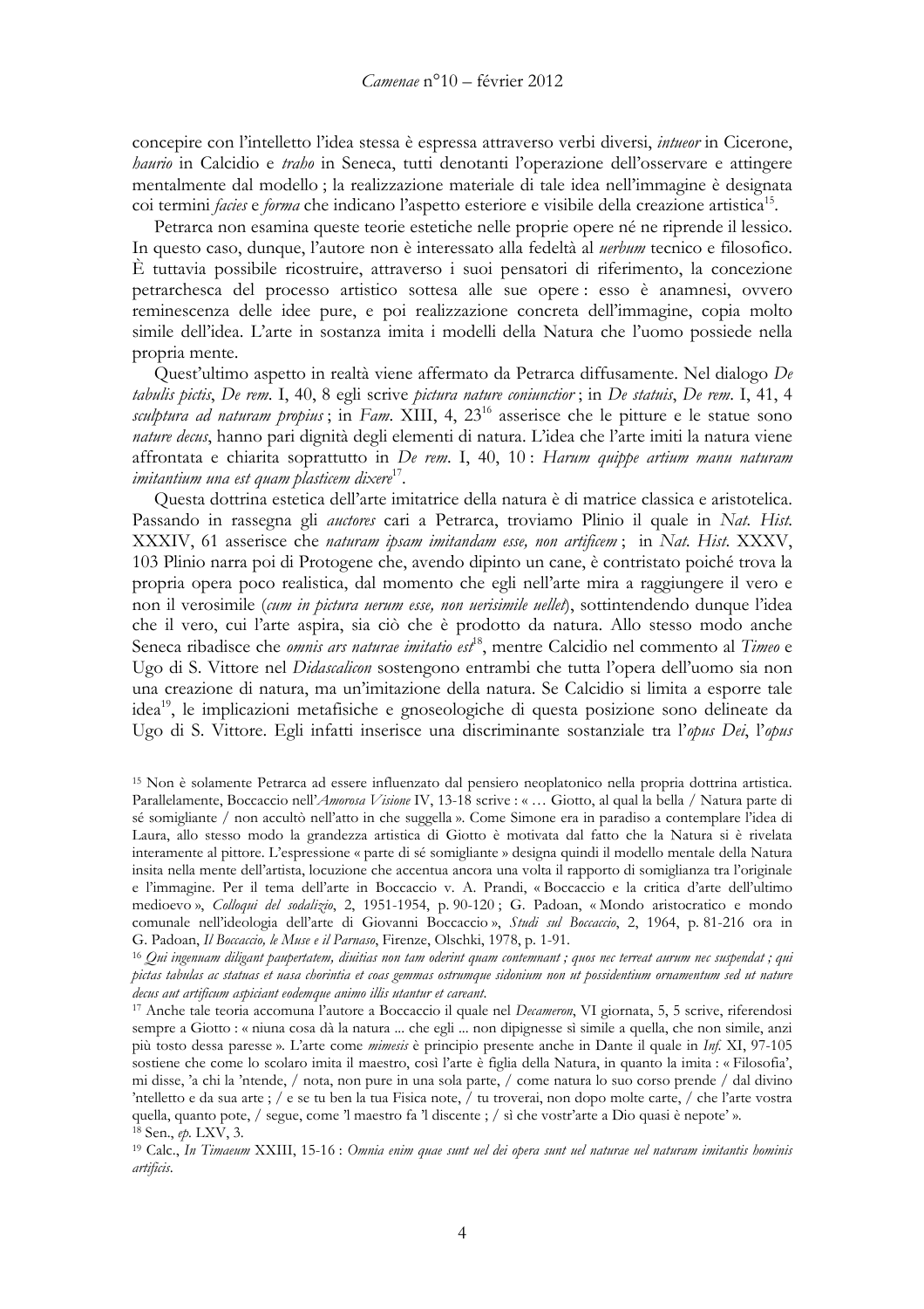concepire con l'intelletto l'idea stessa è espressa attraverso verbi diversi, *intueor* in Cicerone, *haurio* in Calcidio e *traho* in Seneca, tutti denotanti l'operazione dell'osservare e attingere mentalmente dal modello ; la realizzazione materiale di tale idea nell'immagine è designata coi termini *facies* e *forma* che indicano l'aspetto esteriore e visibile della creazione artistica[15].

Petrarca non esamina queste teorie estetiche nelle proprie opere né ne riprende il lessico. In questo caso, dunque, l'autore non è interessato alla fedeltà al *uerbum* tecnico e filosofico. È tuttavia possibile ricostruire, attraverso i suoi pensatori di riferimento, la concezione petrarchesca del processo artistico sottesa alle sue opere : esso è anamnesi, ovvero reminescenza delle idee pure, e poi realizzazione concreta dell'immagine, copia molto simile dell'idea. L'arte in sostanza imita i modelli della Natura che l'uomo possiede nella propria mente.

Quest'ultimo aspetto in realtà viene affermato da Petrarca diffusamente. Nel dialogo *De tabulis pictis*, *De rem*. I, 40, 8 egli scrive *pictura nature coniunctior* ; in *De statuis*, *De rem*. I, 41, 4 *sculptura ad naturam propius* ; in *Fam*. XIII, 4, 23[16] asserisce che le pitture e le statue sono *nature decus*, hanno pari dignità degli elementi di natura. L'idea che l'arte imiti la natura viene affrontata e chiarita soprattutto in *De rem*. I, 40, 10 : *Harum quippe artium manu naturam imitantium una est quam plasticem dixere*[17].

Questa dottrina estetica dell'arte imitatrice della natura è di matrice classica e aristotelica. Passando in rassegna gli *auctores* cari a Petrarca, troviamo Plinio il quale in *Nat. Hist.* XXXIV, 61 asserisce che *naturam ipsam imitandam esse, non artificem* ; in *Nat. Hist.* XXXV, 103 Plinio narra poi di Protogene che, avendo dipinto un cane, è contristato poiché trova la propria opera poco realistica, dal momento che egli nell'arte mira a raggiungere il vero e non il verosimile (*cum in pictura uerum esse, non uerisimile uellet*), sottintendendo dunque l'idea che il vero, cui l'arte aspira, sia ciò che è prodotto da natura. Allo stesso modo anche Seneca ribadisce che *omnis ars naturae imitatio est*[18], mentre Calcidio nel commento al *Timeo* e Ugo di S. Vittore nel *Didascalicon* sostengono entrambi che tutta l'opera dell'uomo sia non una creazione di natura, ma un'imitazione della natura. Se Calcidio si limita a esporre tale idea[19], le implicazioni metafisiche e gnoseologiche di questa posizione sono delineate da Ugo di S. Vittore. Egli infatti inserisce una discriminante sostanziale tra l'*opus Dei*, l'*opus*

---

[15] Non è solamente Petrarca ad essere influenzato dal pensiero neoplatonico nella propria dottrina artistica. Parallelamente, Boccaccio nell'*Amorosa Visione* IV, 13-18 scrive : « … Giotto, al qual la bella / Natura parte di sé somigliante / non accultò nell'atto in che suggella ». Come Simone era in paradiso a contemplare l'idea di Laura, allo stesso modo la grandezza artistica di Giotto è motivata dal fatto che la Natura si è rivelata interamente al pittore. L'espressione « parte di sé somigliante » designa quindi il modello mentale della Natura insita nella mente dell'artista, locuzione che accentua ancora una volta il rapporto di somiglianza tra l'originale e l'immagine. Per il tema dell'arte in Boccaccio v. A. Prandi, « Boccaccio e la critica d'arte dell'ultimo medioevo », *Colloqui del sodalizio*, 2, 1951-1954, p. 90-120 ; G. Padoan, « Mondo aristocratico e mondo comunale nell'ideologia dell'arte di Giovanni Boccaccio », *Studi sul Boccaccio*, 2, 1964, p. 81-216 ora in G. Padoan, *Il Boccaccio, le Muse e il Parnaso*, Firenze, Olschki, 1978, p. 1-91.

[16] *Qui ingenuam diligant paupertatem, diuitias non tam oderint quam contemnant ; quos nec terreat aurum nec suspendat ; qui pictas tabulas ac statuas et uasa chorintia et coas gemmas ostrumque sidonium non ut possidentium ornamentum sed ut nature decus aut artificum aspiciant eodemque animo illis utantur et careant.*

[17] Anche tale teoria accomuna l'autore a Boccaccio il quale nel *Decameron*, VI giornata, 5, 5 scrive, riferendosi sempre a Giotto : « niuna cosa dà la natura ... che egli ... non dipignesse sì simile a quella, che non simile, anzi più tosto dessa paresse ». L'arte come *mimesis* è principio presente anche in Dante il quale in *Inf.* XI, 97-105 sostiene che come lo scolaro imita il maestro, così l'arte è figlia della Natura, in quanto la imita : « Filosofia', mi disse, 'a chi la 'ntende, / nota, non pure in una sola parte, / come natura lo suo corso prende / dal divino 'ntelletto e da sua arte ; / e se tu ben la tua Fisica note, / tu troverai, non dopo molte carte, / che l'arte vostra quella, quanto pote, / segue, come 'l maestro fa 'l discente ; / sì che vostr'arte a Dio quasi è nepote' ».

[18] Sen., *ep.* LXV, 3.

[19] Calc., *In Timaeum* XXIII, 15-16 : *Omnia enim quae sunt uel dei opera sunt uel naturae uel naturam imitantis hominis artificis.*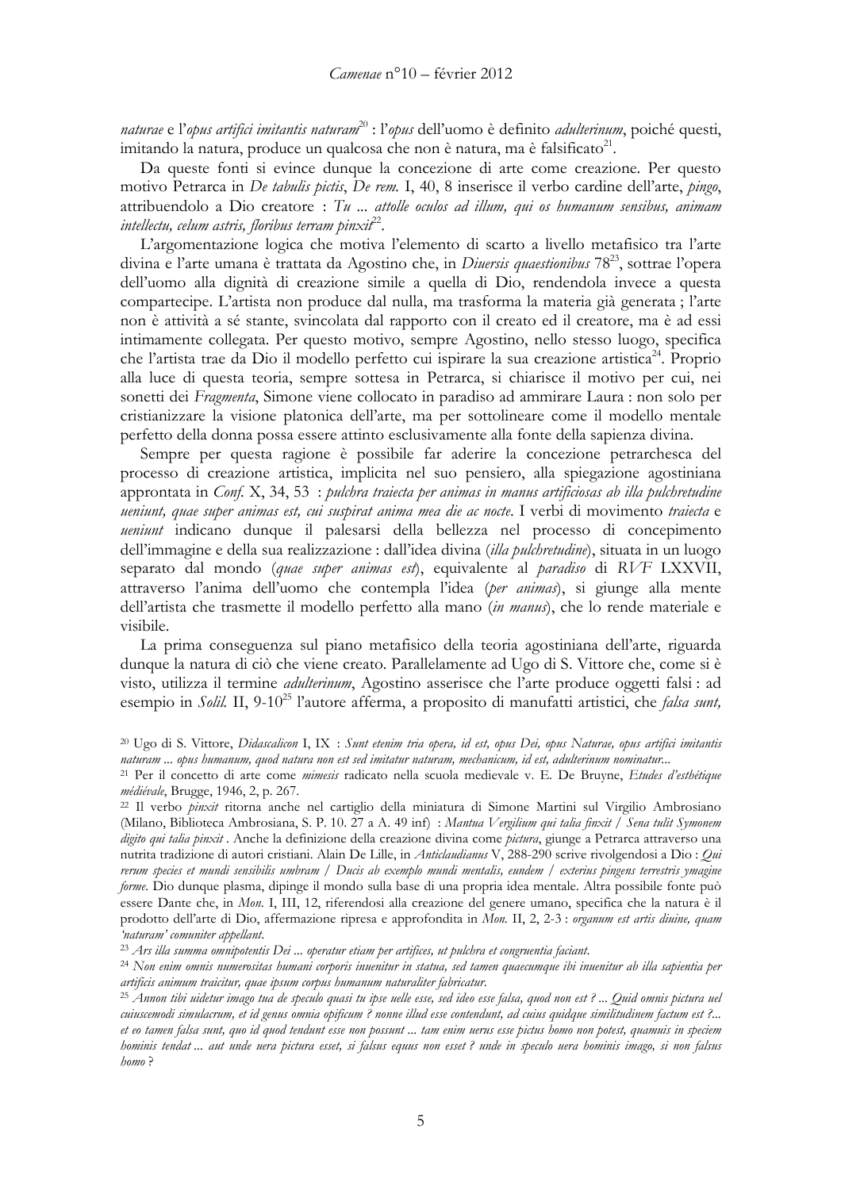*naturae* e l'*opus artifici imitantis naturam*[20] : l'*opus* dell'uomo è definito *adulterinum*, poiché questi, imitando la natura, produce un qualcosa che non è natura, ma è falsificato[21].

Da queste fonti si evince dunque la concezione di arte come creazione. Per questo motivo Petrarca in *De tabulis pictis*, *De rem.* I, 40, 8 inserisce il verbo cardine dell'arte, *pingo*, attribuendolo a Dio creatore : *Tu ... attolle oculos ad illum, qui os humanum sensibus, animam intellectu, celum astris, floribus terram pinxit*[22].

L'argomentazione logica che motiva l'elemento di scarto a livello metafisico tra l'arte divina e l'arte umana è trattata da Agostino che, in *Diuersis quaestionibus* 78[23], sottrae l'opera dell'uomo alla dignità di creazione simile a quella di Dio, rendendola invece a questa compartecipe. L'artista non produce dal nulla, ma trasforma la materia già generata ; l'arte non è attività a sé stante, svincolata dal rapporto con il creato ed il creatore, ma è ad essi intimamente collegata. Per questo motivo, sempre Agostino, nello stesso luogo, specifica che l'artista trae da Dio il modello perfetto cui ispirare la sua creazione artistica[24]. Proprio alla luce di questa teoria, sempre sottesa in Petrarca, si chiarisce il motivo per cui, nei sonetti dei *Fragmenta*, Simone viene collocato in paradiso ad ammirare Laura : non solo per cristianizzare la visione platonica dell'arte, ma per sottolineare come il modello mentale perfetto della donna possa essere attinto esclusivamente alla fonte della sapienza divina.

Sempre per questa ragione è possibile far aderire la concezione petrarchesca del processo di creazione artistica, implicita nel suo pensiero, alla spiegazione agostiniana approntata in *Conf.* X, 34, 53 : *pulchra traiecta per animas in manus artificiosas ab illa pulchretudine ueniunt, quae super animas est, cui suspirat anima mea die ac nocte*. I verbi di movimento *traiecta* e *ueniunt* indicano dunque il palesarsi della bellezza nel processo di concepimento dell'immagine e della sua realizzazione : dall'idea divina (*illa pulchretudine*), situata in un luogo separato dal mondo (*quae super animas est*), equivalente al *paradiso* di *RVF* LXXVII, attraverso l'anima dell'uomo che contempla l'idea (*per animas*), si giunge alla mente dell'artista che trasmette il modello perfetto alla mano (*in manus*), che lo rende materiale e visibile.

La prima conseguenza sul piano metafisico della teoria agostiniana dell'arte, riguarda dunque la natura di ciò che viene creato. Parallelamente ad Ugo di S. Vittore che, come si è visto, utilizza il termine *adulterinum*, Agostino asserisce che l'arte produce oggetti falsi : ad esempio in *Solil.* II, 9-10[25] l'autore afferma, a proposito di manufatti artistici, che *falsa sunt,*

---

[20] Ugo di S. Vittore, *Didascalicon* I, IX : *Sunt etenim tria opera, id est, opus Dei, opus Naturae, opus artifici imitantis naturam ... opus humanum, quod natura non est sed imitatur naturam, mechanicum, id est, adulterinum nominatur...*

[21] Per il concetto di arte come *mimesis* radicato nella scuola medievale v. E. De Bruyne, *Etudes d'esthétique médiévale*, Brugge, 1946, 2, p. 267.

[22] Il verbo *pinxit* ritorna anche nel cartiglio della miniatura di Simone Martini sul Virgilio Ambrosiano (Milano, Biblioteca Ambrosiana, S. P. 10. 27 a A. 49 inf) : *Mantua Vergilium qui talia finxit / Sena tulit Symonem digito qui talia pinxit* . Anche la definizione della creazione divina come *pictura*, giunge a Petrarca attraverso una nutrita tradizione di autori cristiani. Alain De Lille, in *Anticlaudianus* V, 288-290 scrive rivolgendosi a Dio : *Qui rerum species et mundi sensibilis umbram / Ducis ab exemplo mundi mentalis, eundem / exterius pingens terrestris ymagine forme*. Dio dunque plasma, dipinge il mondo sulla base di una propria idea mentale. Altra possibile fonte può essere Dante che, in *Mon.* I, III, 12, riferendosi alla creazione del genere umano, specifica che la natura è il prodotto dell'arte di Dio, affermazione ripresa e approfondita in *Mon.* II, 2, 2-3 : *organum est artis diuine, quam 'naturam' comuniter appellant*.

[23] *Ars illa summa omnipotentis Dei ... operatur etiam per artifices, ut pulchra et congruentia faciant.*

[24] *Non enim omnis numerositas humani corporis inuenitur in statua, sed tamen quaecumque ibi inuenitur ab illa sapientia per artificis animum traicitur, quae ipsum corpus humanum naturaliter fabricatur.*

[25] *Annon tibi uidetur imago tua de speculo quasi tu ipse uelle esse, sed ideo esse falsa, quod non est ? ... Quid omnis pictura uel cuiuscemodi simulacrum, et id genus omnia opificum ? nonne illud esse contendunt, ad cuius quidque similitudinem factum est ?... et eo tamen falsa sunt, quo id quod tendunt esse non possunt ... tam enim uerus esse pictus homo non potest, quamuis in speciem hominis tendat ... aut unde uera pictura esset, si falsus equus non esset ? unde in speculo uera hominis imago, si non falsus homo ?*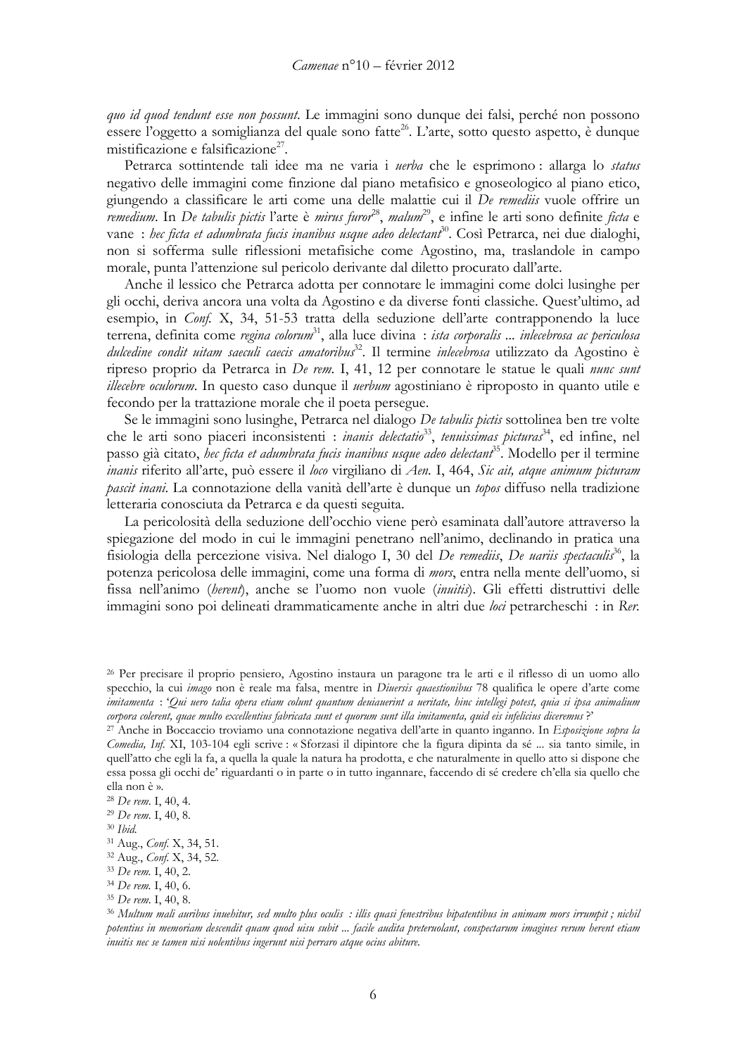*quo id quod tendunt esse non possunt*. Le immagini sono dunque dei falsi, perché non possono essere l'oggetto a somiglianza del quale sono fatte[26]. L'arte, sotto questo aspetto, è dunque mistificazione e falsificazione[27].

Petrarca sottintende tali idee ma ne varia i *uerba* che le esprimono : allarga lo *status* negativo delle immagini come finzione dal piano metafisico e gnoseologico al piano etico, giungendo a classificare le arti come una delle malattie cui il *De remediis* vuole offrire un *remedium*. In *De tabulis pictis* l'arte è *mirus furor*[28], *malum*[29], e infine le arti sono definite *ficta* e vane : *hec ficta et adumbrata fucis inanibus usque adeo delectant*[30]. Così Petrarca, nei due dialoghi, non si sofferma sulle riflessioni metafisiche come Agostino, ma, traslandole in campo morale, punta l'attenzione sul pericolo derivante dal diletto procurato dall'arte.

Anche il lessico che Petrarca adotta per connotare le immagini come dolci lusinghe per gli occhi, deriva ancora una volta da Agostino e da diverse fonti classiche. Quest'ultimo, ad esempio, in *Conf.* X, 34, 51-53 tratta della seduzione dell'arte contrapponendo la luce terrena, definita come *regina colorum*[31], alla luce divina : *ista corporalis ... inlecebrosa ac periculosa dulcedine condit uitam saeculi caecis amatoribus*[32]. Il termine *inlecebrosa* utilizzato da Agostino è ripreso proprio da Petrarca in *De rem.* I, 41, 12 per connotare le statue le quali *nunc sunt illecebre oculorum*. In questo caso dunque il *uerbum* agostiniano è riproposto in quanto utile e fecondo per la trattazione morale che il poeta persegue.

Se le immagini sono lusinghe, Petrarca nel dialogo *De tabulis pictis* sottolinea ben tre volte che le arti sono piaceri inconsistenti : *inanis delectatio*[33], *tenuissimas picturas*[34], ed infine, nel passo già citato, *hec ficta et adumbrata fucis inanibus usque adeo delectant*[35]. Modello per il termine *inanis* riferito all'arte, può essere il *loco* virgiliano di *Aen.* I, 464, *Sic ait, atque animum picturam pascit inani*. La connotazione della vanità dell'arte è dunque un *topos* diffuso nella tradizione letteraria conosciuta da Petrarca e da questi seguita.

La pericolosità della seduzione dell'occhio viene però esaminata dall'autore attraverso la spiegazione del modo in cui le immagini penetrano nell'animo, declinando in pratica una fisiologia della percezione visiva. Nel dialogo I, 30 del *De remediis*, *De uariis spectaculis*[36], la potenza pericolosa delle immagini, come una forma di *mors*, entra nella mente dell'uomo, si fissa nell'animo (*herent*), anche se l'uomo non vuole (*inuitis*). Gli effetti distruttivi delle immagini sono poi delineati drammaticamente anche in altri due *loci* petrarcheschi : in *Rer.*

---

[26] Per precisare il proprio pensiero, Agostino instaura un paragone tra le arti e il riflesso di un uomo allo specchio, la cui *imago* non è reale ma falsa, mentre in *Diuersis quaestionibus* 78 qualifica le opere d'arte come *imitamenta* : '*Qui uero talia opera etiam colunt quantum deuiauerint a ueritate, hinc intellegi potest, quia si ipsa animalium corpora colerent, quae multo excellentius fabricata sunt et quorum sunt illa imitamenta, quid eis infelicius diceremus ?*'

[27] Anche in Boccaccio troviamo una connotazione negativa dell'arte in quanto inganno. In *Esposizione sopra la Comedia, Inf.* XI, 103-104 egli scrive : « Sforzasi il dipintore che la figura dipinta da sé ... sia tanto simile, in quell'atto che egli la fa, a quella la quale la natura ha prodotta, e che naturalmente in quello atto si dispone che essa possa gli occhi de' riguardanti o in parte o in tutto ingannare, faccendo di sé credere ch'ella sia quello che ella non è ».

[28] *De rem.* I, 40, 4.

[29] *De rem.* I, 40, 8.

[30] *Ibid.*

[31] Aug., *Conf.* X, 34, 51.

[32] Aug., *Conf.* X, 34, 52.

[33] *De rem.* I, 40, 2.

[34] *De rem.* I, 40, 6.

[35] *De rem.* I, 40, 8.

[36] *Multum mali auribus inuehitur, sed multo plus oculis : illis quasi fenestribus bipatentibus in animam mors irrumpit ; nichil potentius in memoriam descendit quam quod uisu subit ... facile audita preteruolant, conspectarum imagines rerum herent etiam inuitis nec se tamen nisi uolentibus ingerunt nisi perraro atque ocius abiture.*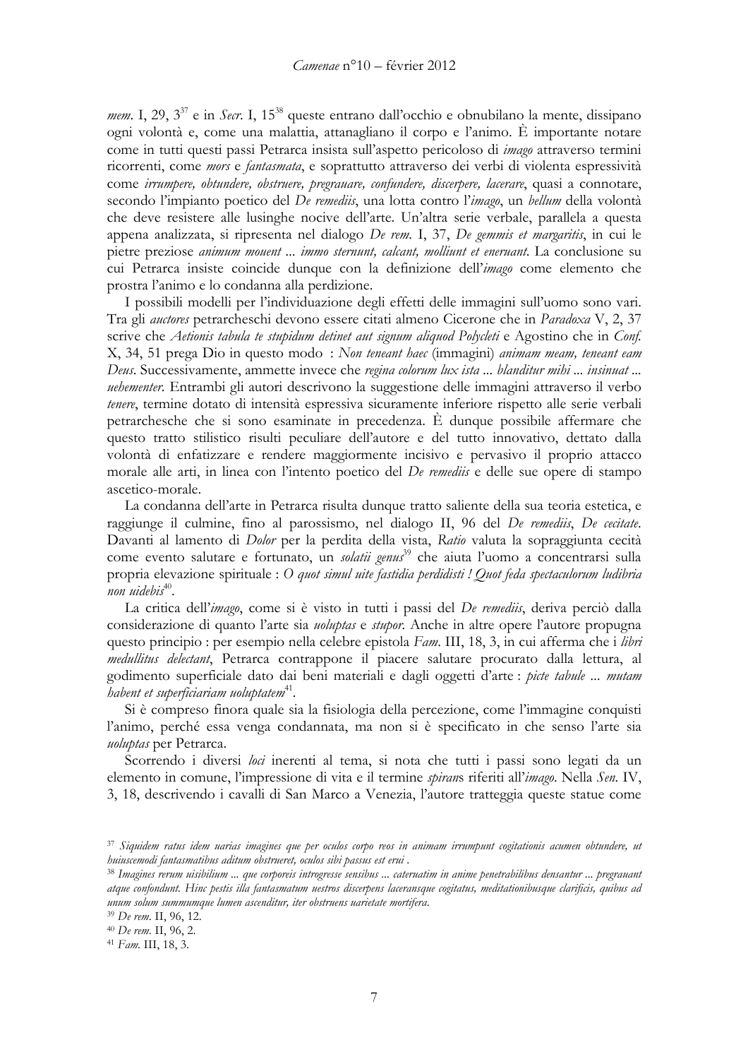*rem*. I, 29, 3[37] e in *Secr*. I, 15[38] queste entrano dall'occhio e obnubilano la mente, dissipano ogni volontà e, come una malattia, attanagliano il corpo e l'animo. È importante notare come in tutti questi passi Petrarca insista sull'aspetto pericoloso di *imago* attraverso termini ricorrenti, come *mors* e *fantasmata*, e soprattutto attraverso dei verbi di violenta espressività come *irrumpere, obtundere, obstruere, pregrauare, confundere, discerpere, lacerare*, quasi a connotare, secondo l'impianto poetico del *De remediis*, una lotta contro l'*imago*, un *bellum* della volontà che deve resistere alle lusinghe nocive dell'arte. Un'altra serie verbale, parallela a questa appena analizzata, si ripresenta nel dialogo *De rem*. I, 37, *De gemmis et margaritis*, in cui le pietre preziose *animum mouent ... immo sternunt, calcant, molliunt et eneruant*. La conclusione su cui Petrarca insiste coincide dunque con la definizione dell'*imago* come elemento che prostra l'animo e lo condanna alla perdizione.

I possibili modelli per l'individuazione degli effetti delle immagini sull'uomo sono vari. Tra gli *auctores* petrarcheschi devono essere citati almeno Cicerone che in *Paradoxa* V, 2, 37 scrive che *Aetionis tabula te stupidum detinet aut signum aliquod Polycleti* e Agostino che in *Conf.* X, 34, 51 prega Dio in questo modo : *Non teneant haec* (immagini) *animam meam, teneant eam Deus*. Successivamente, ammette invece che *regina colorum lux ista ... blanditur mihi ... insinuat ... uehementer*. Entrambi gli autori descrivono la suggestione delle immagini attraverso il verbo *tenere*, termine dotato di intensità espressiva sicuramente inferiore rispetto alle serie verbali petrarchesche che si sono esaminate in precedenza. È dunque possibile affermare che questo tratto stilistico risulti peculiare dell'autore e del tutto innovativo, dettato dalla volontà di enfatizzare e rendere maggiormente incisivo e pervasivo il proprio attacco morale alle arti, in linea con l'intento poetico del *De remediis* e delle sue opere di stampo ascetico-morale.

La condanna dell'arte in Petrarca risulta dunque tratto saliente della sua teoria estetica, e raggiunge il culmine, fino al parossismo, nel dialogo II, 96 del *De remediis*, *De cecitate*. Davanti al lamento di *Dolor* per la perdita della vista, *Ratio* valuta la sopraggiunta cecità come evento salutare e fortunato, un *solatii genus*[39] che aiuta l'uomo a concentrarsi sulla propria elevazione spirituale : *O quot simul uite fastidia perdidisti ! Quot feda spectaculorum ludibria non uidebis*[40].

La critica dell'*imago*, come si è visto in tutti i passi del *De remediis*, deriva perciò dalla considerazione di quanto l'arte sia *uoluptas* e *stupor*. Anche in altre opere l'autore propugna questo principio : per esempio nella celebre epistola *Fam*. III, 18, 3, in cui afferma che i *libri medullitus delectant*, Petrarca contrappone il piacere salutare procurato dalla lettura, al godimento superficiale dato dai beni materiali e dagli oggetti d'arte : *picte tabule ... mutam habent et superficiariam uoluptatem*[41].

Si è compreso finora quale sia la fisiologia della percezione, come l'immagine conquisti l'animo, perché essa venga condannata, ma non si è specificato in che senso l'arte sia *uoluptas* per Petrarca.

Scorrendo i diversi *loci* inerenti al tema, si nota che tutti i passi sono legati da un elemento in comune, l'impressione di vita e il termine *spirans* riferiti all'*imago*. Nella *Sen*. IV, 3, 18, descrivendo i cavalli di San Marco a Venezia, l'autore tratteggia queste statue come

---

[37] *Siquidem ratus idem uarias imagines que per oculos corpo reos in animam irrumpunt cogitationis acumen obtundere, ut huiuscemodi fantasmatibus aditum obstrueret, oculos sibi passus est erui .*

[38] *Imagines rerum uisibilium ... que corporeis introgresse sensibus ... caternatim in anime penetrabilibus densantur ... pregrauant atque confondunt. Hinc pestis illa fantasmatum uestros discerpens laceransque cogitatus, meditationibusque clarificis, quibus ad unum solum summumque lumen ascenditur, iter obstruens uarietate mortifera.*

[39] *De rem*. II, 96, 12.

[40] *De rem*. II, 96, 2.

[41] *Fam*. III, 18, 3.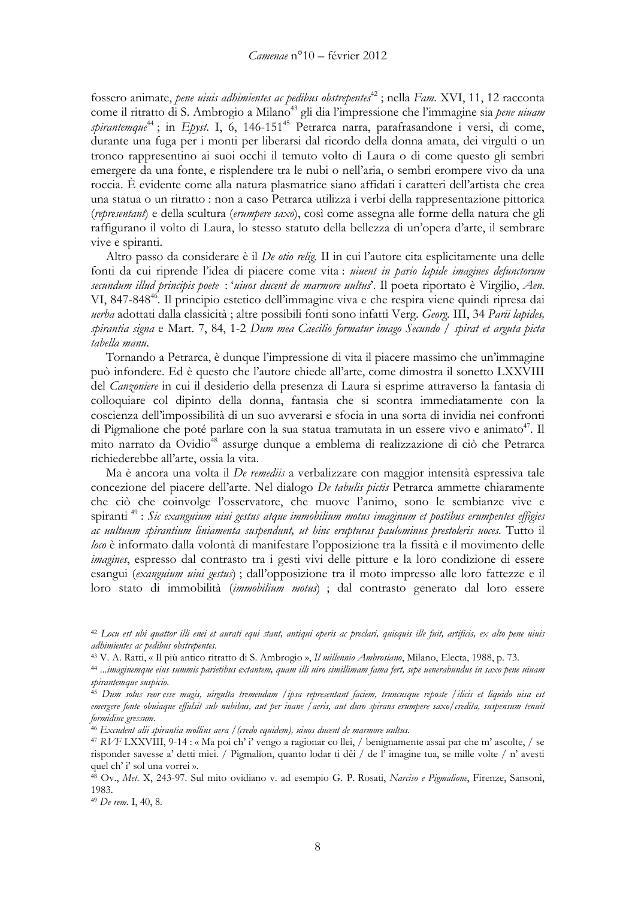fossero animate, *pene uiuis adhimientes ac pedibus obstrepentes*[42] ; nella *Fam.* XVI, 11, 12 racconta come il ritratto di S. Ambrogio a Milano[43] gli dia l'impressione che l'immagine sia *pene uiuam spirantemque*[44] ; in *Epyst.* I, 6, 146-151[45] Petrarca narra, parafrasandone i versi, di come, durante una fuga per i monti per liberarsi dal ricordo della donna amata, dei virgulti o un tronco rappresentino ai suoi occhi il temuto volto di Laura o di come questo gli sembri emergere da una fonte, e risplendere tra le nubi o nell'aria, o sembri erompere vivo da una roccia. È evidente come alla natura plasmatrice siano affidati i caratteri dell'artista che crea una statua o un ritratto : non a caso Petrarca utilizza i verbi della rappresentazione pittorica (*representant*) e della scultura (*erumpere saxo*), così come assegna alle forme della natura che gli raffigurano il volto di Laura, lo stesso statuto della bellezza di un'opera d'arte, il sembrare vive e spiranti.

Altro passo da considerare è il *De otio relig.* II in cui l'autore cita esplicitamente una delle fonti da cui riprende l'idea di piacere come vita : *uiuent in pario lapide imagines defunctorum secundum illud principis poete* : '*uiuos ducent de marmore uultus*'. Il poeta riportato è Virgilio, *Aen.* VI, 847-848[46]. Il principio estetico dell'immagine viva e che respira viene quindi ripresa dai *uerba* adottati dalla classicità ; altre possibili fonti sono infatti Verg. *Georg.* III, 34 *Parii lapides, spirantia signa* e Mart. 7, 84, 1-2 *Dum mea Caecilio formatur imago Secundo / spirat et arguta picta tabella manu*.

Tornando a Petrarca, è dunque l'impressione di vita il piacere massimo che un'immagine può infondere. Ed è questo che l'autore chiede all'arte, come dimostra il sonetto LXXVIII del *Canzoniere* in cui il desiderio della presenza di Laura si esprime attraverso la fantasia di colloquiare col dipinto della donna, fantasia che si scontra immediatamente con la coscienza dell'impossibilità di un suo avverarsi e sfocia in una sorta di invidia nei confronti di Pigmalione che poté parlare con la sua statua tramutata in un essere vivo e animato[47]. Il mito narrato da Ovidio[48] assurge dunque a emblema di realizzazione di ciò che Petrarca richiederebbe all'arte, ossia la vita.

Ma è ancora una volta il *De remediis* a verbalizzare con maggior intensità espressiva tale concezione del piacere dell'arte. Nel dialogo *De tabulis pictis* Petrarca ammette chiaramente che ciò che coinvolge l'osservatore, che muove l'animo, sono le sembianze vive e spiranti [49] : *Sic exanguium uiui gestus atque immobilium motus imaginum et postibus erumpentes effigies ac uultuum spirantium liniamenta suspendunt, ut hinc erupturas paulominus prestoleris uoces.* Tutto il *loco* è informato dalla volontà di manifestare l'opposizione tra la fissità e il movimento delle *imagines*, espresso dal contrasto tra i gesti vivi delle pitture e la loro condizione di essere esangui (*exanguium uiui gestus*) ; dall'opposizione tra il moto impresso alle loro fattezze e il loro stato di immobilità (*immobilium motus*) ; dal contrasto generato dal loro essere

---

[42] *Locu est ubi quattor illi enei et aurati equi stant, antiqui operis ac preclari, quisquis ille fuit, artificis, ex alto pene uiuis adhimientes ac pedibus obstrepentes.*

[43] V. A. Ratti, « Il più antico ritratto di S. Ambrogio », *Il millennio Ambrosiano*, Milano, Electa, 1988, p. 73.

[44] *...imaginemque eius summis parietibus extantem, quam illi uiro simillimam fama fert, sepe uenerabundus in saxo pene uiuam spirantemque suspicio.*

[45] *Dum solus reor esse magis, uirgulta tremendam / ipsa representant faciem, truncusque reposte / ilicis et liquido uisa est emergere fonte obuiaque effulsit sub nubibus, aut per inane / aeris, aut duro spirans erumpere saxo/ credita, suspensum tenuit formidine gressum.*

[46] *Excudent alii spirantia mollius aera / (credo equidem), uiuos ducent de marmore uultus.*

[47] *RVF* LXXVIII, 9-14 : « Ma poi ch' i' vengo a ragionar co llei, / benignamente assai par che m' ascolte, / se risponder savesse a' detti miei. / Pigmalïon, quanto lodar ti dêi / de l' imagine tua, se mille volte / n' avesti quel ch' i' sol una vorrei ».

[48] Ov., *Met.* X, 243-97. Sul mito ovidiano v. ad esempio G. P. Rosati, *Narciso e Pigmalione*, Firenze, Sansoni, 1983.

[49] *De rem.* I, 40, 8.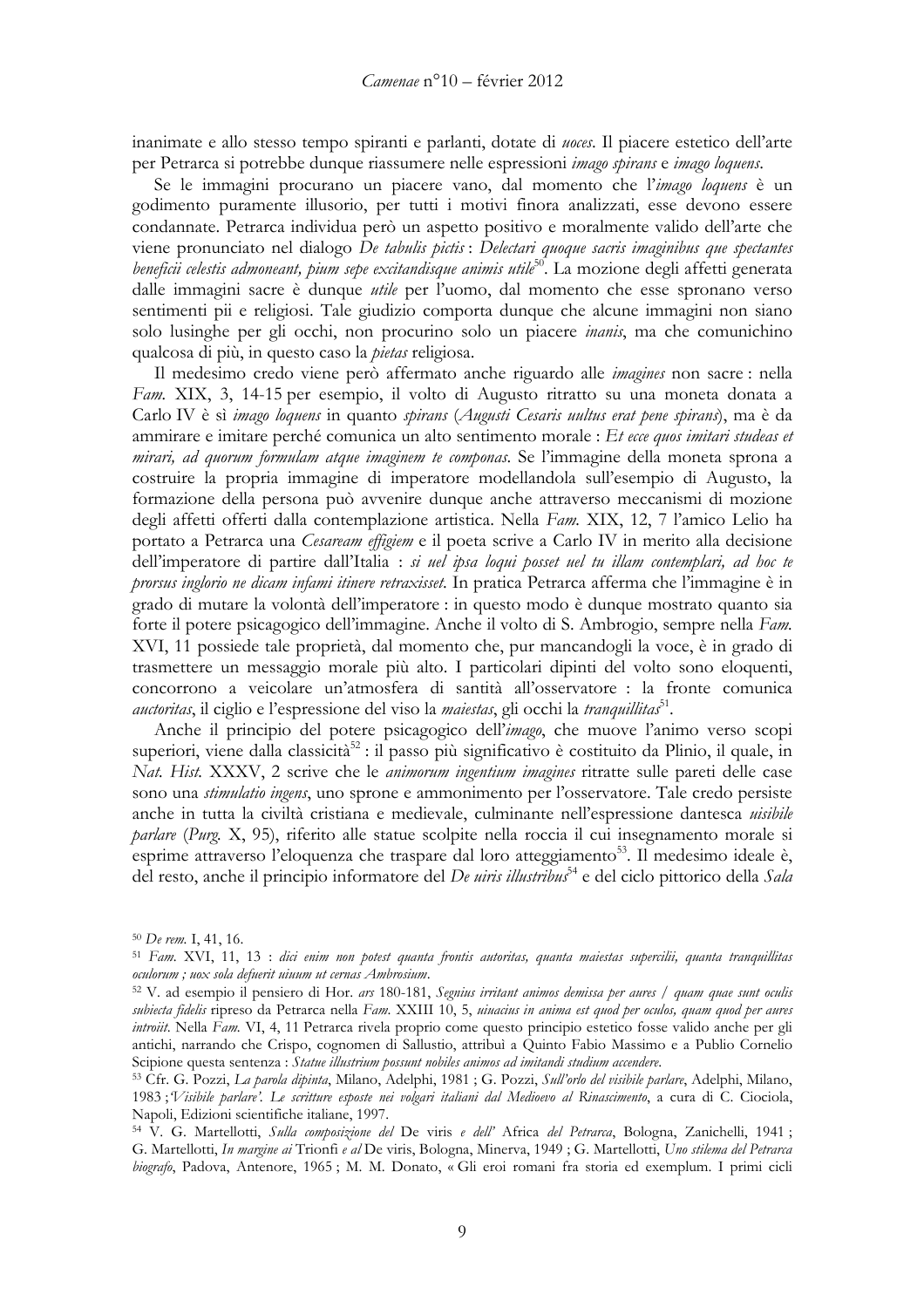inanimate e allo stesso tempo spiranti e parlanti, dotate di *uoces*. Il piacere estetico dell'arte per Petrarca si potrebbe dunque riassumere nelle espressioni *imago spirans* e *imago loquens*.

Se le immagini procurano un piacere vano, dal momento che l'*imago loquens* è un godimento puramente illusorio, per tutti i motivi finora analizzati, esse devono essere condannate. Petrarca individua però un aspetto positivo e moralmente valido dell'arte che viene pronunciato nel dialogo *De tabulis pictis* : *Delectari quoque sacris imaginibus que spectantes beneficii celestis admoneant, pium sepe excitandisque animis utile*[50]. La mozione degli affetti generata dalle immagini sacre è dunque *utile* per l'uomo, dal momento che esse spronano verso sentimenti pii e religiosi. Tale giudizio comporta dunque che alcune immagini non siano solo lusinghe per gli occhi, non procurino solo un piacere *inanis*, ma che comunichino qualcosa di più, in questo caso la *pietas* religiosa.

Il medesimo credo viene però affermato anche riguardo alle *imagines* non sacre : nella *Fam.* XIX, 3, 14-15 per esempio, il volto di Augusto ritratto su una moneta donata a Carlo IV è sì *imago loquens* in quanto *spirans* (*Augusti Cesaris uultus erat pene spirans*), ma è da ammirare e imitare perché comunica un alto sentimento morale : *Et ecce quos imitari studeas et mirari, ad quorum formulam atque imaginem te componas*. Se l'immagine della moneta sprona a costruire la propria immagine di imperatore modellandola sull'esempio di Augusto, la formazione della persona può avvenire dunque anche attraverso meccanismi di mozione degli affetti offerti dalla contemplazione artistica. Nella *Fam.* XIX, 12, 7 l'amico Lelio ha portato a Petrarca una *Cesaream effigiem* e il poeta scrive a Carlo IV in merito alla decisione dell'imperatore di partire dall'Italia : *si uel ipsa loqui posset uel tu illam contemplari, ad hoc te prorsus inglorio ne dicam infami itinere retraxisset*. In pratica Petrarca afferma che l'immagine è in grado di mutare la volontà dell'imperatore : in questo modo è dunque mostrato quanto sia forte il potere psicagogico dell'immagine. Anche il volto di S. Ambrogio, sempre nella *Fam.* XVI, 11 possiede tale proprietà, dal momento che, pur mancandogli la voce, è in grado di trasmettere un messaggio morale più alto. I particolari dipinti del volto sono eloquenti, concorrono a veicolare un'atmosfera di santità all'osservatore : la fronte comunica *auctoritas*, il ciglio e l'espressione del viso la *maiestas*, gli occhi la *tranquillitas*[51].

Anche il principio del potere psicagogico dell'*imago*, che muove l'animo verso scopi superiori, viene dalla classicità[52] : il passo più significativo è costituito da Plinio, il quale, in *Nat. Hist.* XXXV, 2 scrive che le *animorum ingentium imagines* ritratte sulle pareti delle case sono una *stimulatio ingens*, uno sprone e ammonimento per l'osservatore. Tale credo persiste anche in tutta la civiltà cristiana e medievale, culminante nell'espressione dantesca *uisibile parlare* (*Purg.* X, 95), riferito alle statue scolpite nella roccia il cui insegnamento morale si esprime attraverso l'eloquenza che traspare dal loro atteggiamento[53]. Il medesimo ideale è, del resto, anche il principio informatore del *De uiris illustribus*[54] e del ciclo pittorico della *Sala*

---

[50] *De rem.* I, 41, 16.

[51] *Fam.* XVI, 11, 13 : *dici enim non potest quanta frontis autoritas, quanta maiestas supercilii, quanta tranquillitas oculorum ; uox sola defuerit uiuum ut cernas Ambrosium*.

[52] V. ad esempio il pensiero di Hor. *ars* 180-181, *Segnius irritant animos demissa per aures / quam quae sunt oculis subiecta fidelis* ripreso da Petrarca nella *Fam.* XXIII 10, 5, *uiuacius in anima est quod per oculos, quam quod per aures introiit*. Nella *Fam.* VI, 4, 11 Petrarca rivela proprio come questo principio estetico fosse valido anche per gli antichi, narrando che Crispo, cognomen di Sallustio, attribuì a Quinto Fabio Massimo e a Publio Cornelio Scipione questa sentenza : *Statue illustrium possunt nobiles animos ad imitandi studium accendere*.

[53] Cfr. G. Pozzi, *La parola dipinta*, Milano, Adelphi, 1981 ; G. Pozzi, *Sull'orlo del visibile parlare*, Adelphi, Milano, 1983 ;*'Visibile parlare'. Le scritture esposte nei volgari italiani dal Medioevo al Rinascimento*, a cura di C. Ciociola, Napoli, Edizioni scientifiche italiane, 1997.

[54] V. G. Martellotti, *Sulla composizione del* De viris *e dell'* Africa *del Petrarca*, Bologna, Zanichelli, 1941 ; G. Martellotti, *In margine ai* Trionfi *e al* De viris, Bologna, Minerva, 1949 ; G. Martellotti, *Uno stilema del Petrarca biografo*, Padova, Antenore, 1965 ; M. M. Donato, « Gli eroi romani fra storia ed exemplum. I primi cicli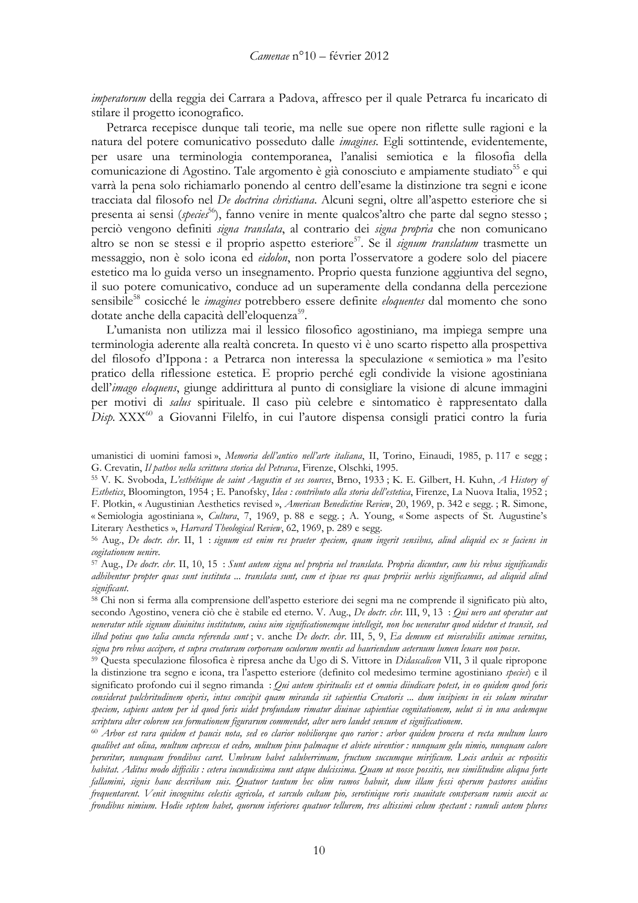*imperatorum* della reggia dei Carrara a Padova, affresco per il quale Petrarca fu incaricato di stilare il progetto iconografico.

Petrarca recepisce dunque tali teorie, ma nelle sue opere non riflette sulle ragioni e la natura del potere comunicativo posseduto dalle *imagines*. Egli sottintende, evidentemente, per usare una terminologia contemporanea, l'analisi semiotica e la filosofia della comunicazione di Agostino. Tale argomento è già conosciuto e ampiamente studiato[55] e qui varrà la pena solo richiamarlo ponendo al centro dell'esame la distinzione tra segni e icone tracciata dal filosofo nel *De doctrina christiana*. Alcuni segni, oltre all'aspetto esteriore che si presenta ai sensi (*species*[56]), fanno venire in mente qualcos'altro che parte dal segno stesso ; perciò vengono definiti *signa translata*, al contrario dei *signa propria* che non comunicano altro se non se stessi e il proprio aspetto esteriore[57]. Se il *signum translatum* trasmette un messaggio, non è solo icona ed *eidolon*, non porta l'osservatore a godere solo del piacere estetico ma lo guida verso un insegnamento. Proprio questa funzione aggiuntiva del segno, il suo potere comunicativo, conduce ad un superamente della condanna della percezione sensibile[58] cosicché le *imagines* potrebbero essere definite *eloquentes* dal momento che sono dotate anche della capacità dell'eloquenza[59].

L'umanista non utilizza mai il lessico filosofico agostiniano, ma impiega sempre una terminologia aderente alla realtà concreta. In questo vi è uno scarto rispetto alla prospettiva del filosofo d'Ippona : a Petrarca non interessa la speculazione « semiotica » ma l'esito pratico della riflessione estetica. E proprio perché egli condivide la visione agostiniana dell'*imago eloquens*, giunge addirittura al punto di consigliare la visione di alcune immagini per motivi di *salus* spirituale. Il caso più celebre e sintomatico è rappresentato dalla *Disp.* XXX[60] a Giovanni Filelfo, in cui l'autore dispensa consigli pratici contro la furia

---

umanistici di uomini famosi », *Memoria dell'antico nell'arte italiana*, II, Torino, Einaudi, 1985, p. 117 e segg ; G. Crevatin, *Il pathos nella scrittura storica del Petrarca*, Firenze, Olschki, 1995.

[55] V. K. Svoboda, *L'esthétique de saint Augustin et ses sources*, Brno, 1933 ; K. E. Gilbert, H. Kuhn, *A History of Esthetics*, Bloomington, 1954 ; E. Panofsky, *Idea : contributo alla storia dell'estetica*, Firenze, La Nuova Italia, 1952 ; F. Plotkin, « Augustinian Aesthetics revised », *American Benedictine Review*, 20, 1969, p. 342 e segg. ; R. Simone, « Semiologia agostiniana », *Cultura*, 7, 1969, p. 88 e segg. ; A. Young, « Some aspects of St. Augustine's Literary Aesthetics », *Harvard Theological Review*, 62, 1969, p. 289 e segg.

[56] Aug., *De doctr. chr.* II, 1 : *signum est enim res praeter speciem, quam ingerit sensibus, aliud aliquid ex se faciens in cogitationem uenire.*

[57] Aug., *De doctr. chr.* II, 10, 15 : *Sunt autem signa uel propria uel translata. Propria dicuntur, cum his rebus significandis adhibentur propter quas sunt instituta ... translata sunt, cum et ipsae res quas propriis uerbis significamus, ad aliquid aliud significant.*

[58] Chi non si ferma alla comprensione dell'aspetto esteriore dei segni ma ne comprende il significato più alto, secondo Agostino, venera ciò che è stabile ed eterno. V. Aug., *De doctr. chr.* III, 9, 13 : *Qui uero aut operatur aut ueneratur utile signum diuinitus institutum, cuius uim significationemque intellegit, non hoc ueneratur quod uidetur et transit, sed illud potius quo talia cuncta referenda sunt* ; v. anche *De doctr. chr.* III, 5, 9, *Ea demum est miserabilis animae seruitus, signa pro rebus accipere, et supra creaturam corpoream oculorum mentis ad hauriendum aeternum lumen leuare non posse*.

[59] Questa speculazione filosofica è ripresa anche da Ugo di S. Vittore in *Didascalicon* VII, 3 il quale ripropone la distinzione tra segno e icona, tra l'aspetto esteriore (definito col medesimo termine agostiniano *species*) e il significato profondo cui il segno rimanda : *Qui autem spiritualis est et omnia diiudicare potest, in eo quidem quod foris considerat pulchritudinem operis, intus concipit quam miranda sit sapientia Creatoris ... dum insipiens in eis solam miratur speciem, sapiens autem per id quod foris uidet profundam rimatur diuinae sapientiae cogitationem, uelut si in una aedemque scriptura alter colorem seu formationem figurarum commendet, alter uero laudet sensum et significationem*.

[60] *Arbor est rara quidem et paucis nota, sed eo clarior nobiliorque quo rarior : arbor quidem procera et recta multum lauro qualibet aut oliua, multum cupressu et cedro, multum pinu palmaque et abiete uirentior : nunquam gelu nimio, nunquam calore peruritur, nunquam frondibus caret. Umbram habet saluberrimam, fructum succumque mirificum. Locis arduis ac repositis habitat. Aditus modo difficilis : cetera iucundissima sunt atque dulcissima. Quam ut nosse possitis, neu similitudine aliqua forte fallamini, signis hanc describam suis. Quatuor tantum hec olim ramos habuit, dum illam fessi operum pastores auidius frequentarent. Venit incognitus celestis agricola, et sarculo cultam pio, serotinique roris suauitate conspersam ramis auxit ac frondibus nimium. Hodie septem habet, quorum inferiores quatuor tellurem, tres altissimi celum spectant : ramuli autem plures*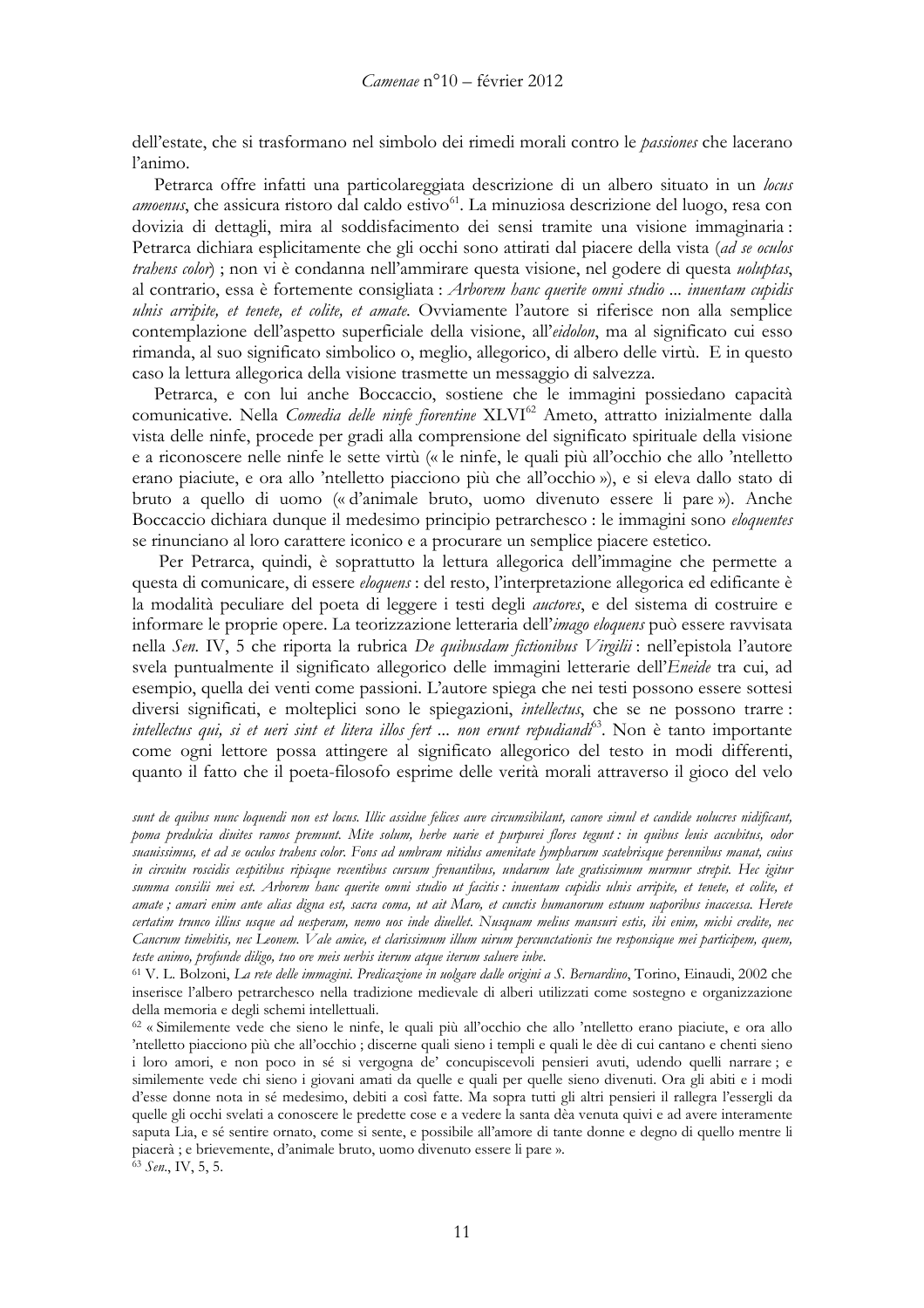dell'estate, che si trasformano nel simbolo dei rimedi morali contro le *passiones* che lacerano l'animo.

Petrarca offre infatti una particolareggiata descrizione di un albero situato in un *locus amoenus*, che assicura ristoro dal caldo estivo[61]. La minuziosa descrizione del luogo, resa con dovizia di dettagli, mira al soddisfacimento dei sensi tramite una visione immaginaria : Petrarca dichiara esplicitamente che gli occhi sono attirati dal piacere della vista (*ad se oculos trahens color*) ; non vi è condanna nell'ammirare questa visione, nel godere di questa *uoluptas*, al contrario, essa è fortemente consigliata : *Arborem hanc querite omni studio ... inuentam cupidis ulnis arripite, et tenete, et colite, et amate.* Ovviamente l'autore si riferisce non alla semplice contemplazione dell'aspetto superficiale della visione, all'*eidolon*, ma al significato cui esso rimanda, al suo significato simbolico o, meglio, allegorico, di albero delle virtù. E in questo caso la lettura allegorica della visione trasmette un messaggio di salvezza.

Petrarca, e con lui anche Boccaccio, sostiene che le immagini possiedano capacità comunicative. Nella *Comedia delle ninfe fiorentine* XLVI[62] Ameto, attratto inizialmente dalla vista delle ninfe, procede per gradi alla comprensione del significato spirituale della visione e a riconoscere nelle ninfe le sette virtù (« le ninfe, le quali più all'occhio che allo 'ntelletto erano piaciute, e ora allo 'ntelletto piacciono più che all'occhio »), e si eleva dallo stato di bruto a quello di uomo (« d'animale bruto, uomo divenuto essere li pare »). Anche Boccaccio dichiara dunque il medesimo principio petrarchesco : le immagini sono *eloquentes* se rinunciano al loro carattere iconico e a procurare un semplice piacere estetico.

Per Petrarca, quindi, è soprattutto la lettura allegorica dell'immagine che permette a questa di comunicare, di essere *eloquens* : del resto, l'interpretazione allegorica ed edificante è la modalità peculiare del poeta di leggere i testi degli *auctores*, e del sistema di costruire e informare le proprie opere. La teorizzazione letteraria dell'*imago eloquens* può essere ravvisata nella *Sen.* IV, 5 che riporta la rubrica *De quibusdam fictionibus Virgilii* : nell'epistola l'autore svela puntualmente il significato allegorico delle immagini letterarie dell'*Eneide* tra cui, ad esempio, quella dei venti come passioni. L'autore spiega che nei testi possono essere sottesi diversi significati, e molteplici sono le spiegazioni, *intellectus*, che se ne possono trarre : *intellectus qui, si et ueri sint et litera illos fert ... non erunt repudiandi*[63]. Non è tanto importante come ogni lettore possa attingere al significato allegorico del testo in modi differenti, quanto il fatto che il poeta-filosofo esprime delle verità morali attraverso il gioco del velo

---

*sunt de quibus nunc loquendi non est locus. Illic assidue felices aure circumsibilant, canore simul et candide uolucres nidificant, poma predulcia diuites ramos premunt. Mite solum, herbe uarie et purpurei flores tegunt : in quibus leuis accubitus, odor suauissimus, et ad se oculos trahens color. Fons ad umbram nitidus amenitate lympharum scatebrisque perennibus manat, cuius in circuitu roscidis cespitibus ripisque recentibus cursum frenantibus, undarum late gratissimum murmur strepit. Hec igitur summa consilii mei est. Arborem hanc querite omni studio ut facitis : inuentam cupidis ulnis arripite, et tenete, et colite, et amate ; amari enim ante alias digna est, sacra coma, ut ait Maro, et cunctis humanorum estuum uaporibus inaccessa. Herete certatim trunco illius usque ad uesperam, nemo uos inde diuellet. Nusquam melius mansuri estis, ibi enim, michi credite, nec Cancrum timebitis, nec Leonem. Vale amice, et clarissimum illum uirum percunctationis tue responsique mei participem, quem, teste animo, profunde diligo, tuo ore meis uerbis iterum atque iterum saluere iube.*

[61] V. L. Bolzoni, *La rete delle immagini. Predicazione in uolgare dalle origini a S. Bernardino*, Torino, Einaudi, 2002 che inserisce l'albero petrarchesco nella tradizione medievale di alberi utilizzati come sostegno e organizzazione della memoria e degli schemi intellettuali.

[62] « Similemente vede che sieno le ninfe, le quali più all'occhio che allo 'ntelletto erano piaciute, e ora allo 'ntelletto piacciono più che all'occhio ; discerne quali sieno i templi e quali le dèe di cui cantano e chenti sieno i loro amori, e non poco in sé si vergogna de' concupiscevoli pensieri avuti, udendo quelli narrare ; e similemente vede chi sieno i giovani amati da quelle e quali per quelle sieno divenuti. Ora gli abiti e i modi d'esse donne nota in sé medesimo, debiti a così fatte. Ma sopra tutti gli altri pensieri il rallegra l'essergli da quelle gli occhi svelati a conoscere le predette cose e a vedere la santa dèa venuta quivi e ad avere interamente saputa Lia, e sé sentire ornato, come si sente, e possibile all'amore di tante donne e degno di quello mentre li piacerà ; e brievemente, d'animale bruto, uomo divenuto essere li pare ».

[63] *Sen.*, IV, 5, 5.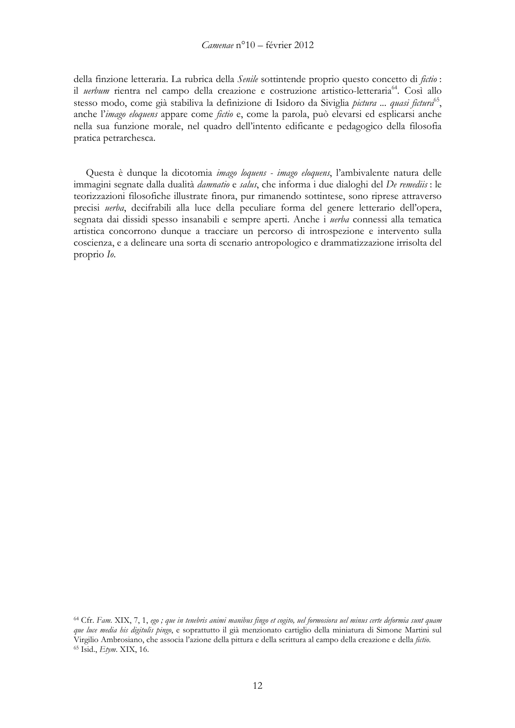della finzione letteraria. La rubrica della *Senile* sottintende proprio questo concetto di *fictio* : il *uerbum* rientra nel campo della creazione e costruzione artistico-letteraria[64]. Così allo stesso modo, come già stabiliva la definizione di Isidoro da Siviglia *pictura ... quasi fictura*[65], anche l'*imago eloquens* appare come *fictio* e, come la parola, può elevarsi ed esplicarsi anche nella sua funzione morale, nel quadro dell'intento edificante e pedagogico della filosofia pratica petrarchesca.

Questa è dunque la dicotomia *imago loquens - imago eloquens*, l'ambivalente natura delle immagini segnate dalla dualità *damnatio* e *salus*, che informa i due dialoghi del *De remediis* : le teorizzazioni filosofiche illustrate finora, pur rimanendo sottintese, sono riprese attraverso precisi *uerba*, decifrabili alla luce della peculiare forma del genere letterario dell'opera, segnata dai dissidi spesso insanabili e sempre aperti. Anche i *uerba* connessi alla tematica artistica concorrono dunque a tracciare un percorso di introspezione e intervento sulla coscienza, e a delineare una sorta di scenario antropologico e drammatizzazione irrisolta del proprio *Io*.

[64] Cfr. *Fam.* XIX, 7, 1, *ego ; que in tenebris animi manibus fingo et cogito, uel formosiora uel minus certe deformia sunt quam que luce media his digitulis pingo*, e soprattutto il già menzionato cartiglio della miniatura di Simone Martini sul Virgilio Ambrosiano, che associa l'azione della pittura e della scrittura al campo della creazione e della *fictio*.

[65] Isid., *Etym*. XIX, 16.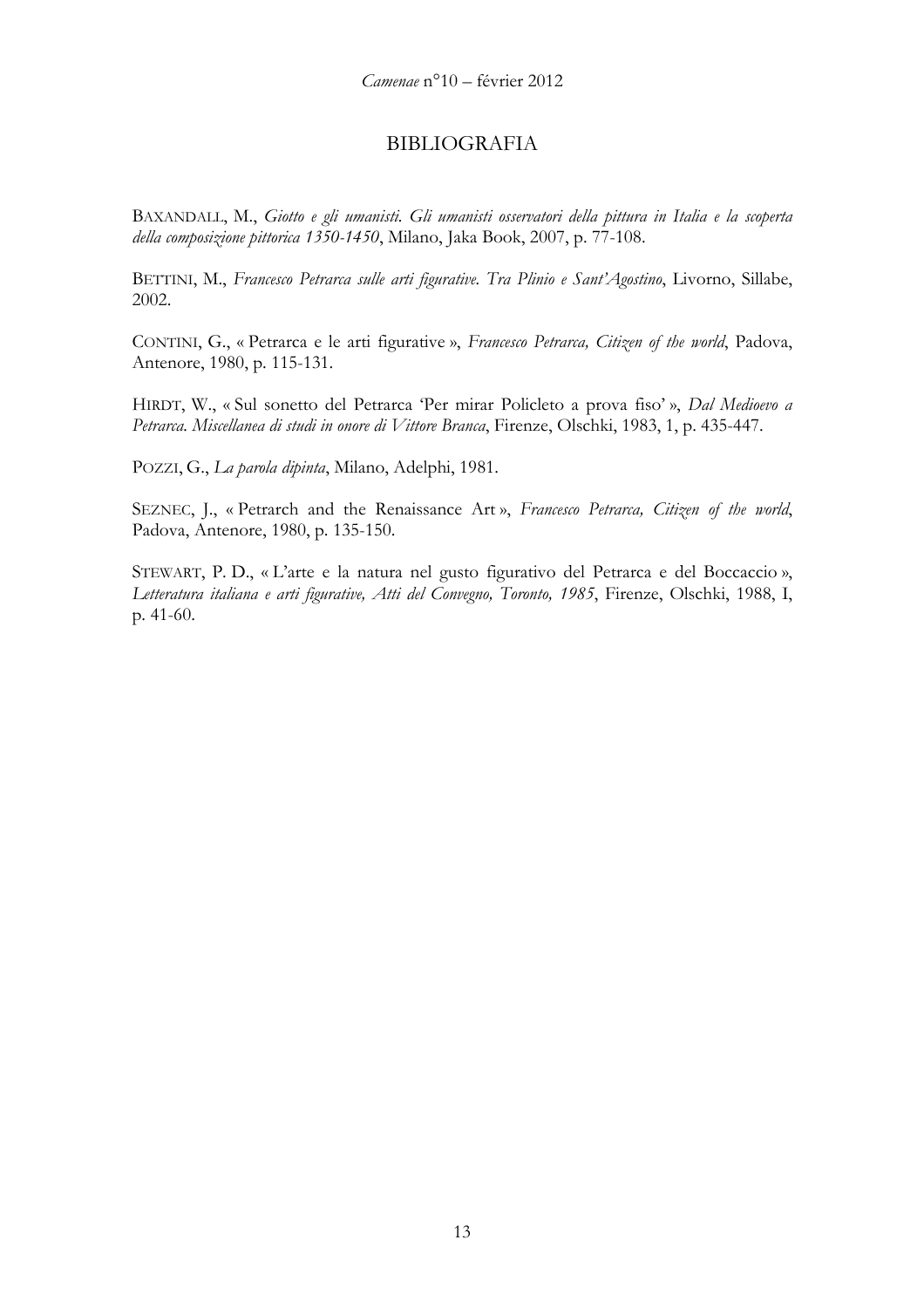## BIBLIOGRAFIA

BAXANDALL, M., *Giotto e gli umanisti. Gli umanisti osservatori della pittura in Italia e la scoperta della composizione pittorica 1350-1450*, Milano, Jaka Book, 2007, p. 77-108.

BETTINI, M., *Francesco Petrarca sulle arti figurative. Tra Plinio e Sant'Agostino*, Livorno, Sillabe, 2002.

CONTINI, G., « Petrarca e le arti figurative », *Francesco Petrarca, Citizen of the world*, Padova, Antenore, 1980, p. 115-131.

HIRDT, W., « Sul sonetto del Petrarca 'Per mirar Policleto a prova fiso' », *Dal Medioevo a Petrarca. Miscellanea di studi in onore di Vittore Branca*, Firenze, Olschki, 1983, 1, p. 435-447.

POZZI, G., *La parola dipinta*, Milano, Adelphi, 1981.

SEZNEC, J., « Petrarch and the Renaissance Art », *Francesco Petrarca, Citizen of the world*, Padova, Antenore, 1980, p. 135-150.

STEWART, P. D., « L'arte e la natura nel gusto figurativo del Petrarca e del Boccaccio », *Letteratura italiana e arti figurative, Atti del Convegno, Toronto, 1985*, Firenze, Olschki, 1988, I, p. 41-60.